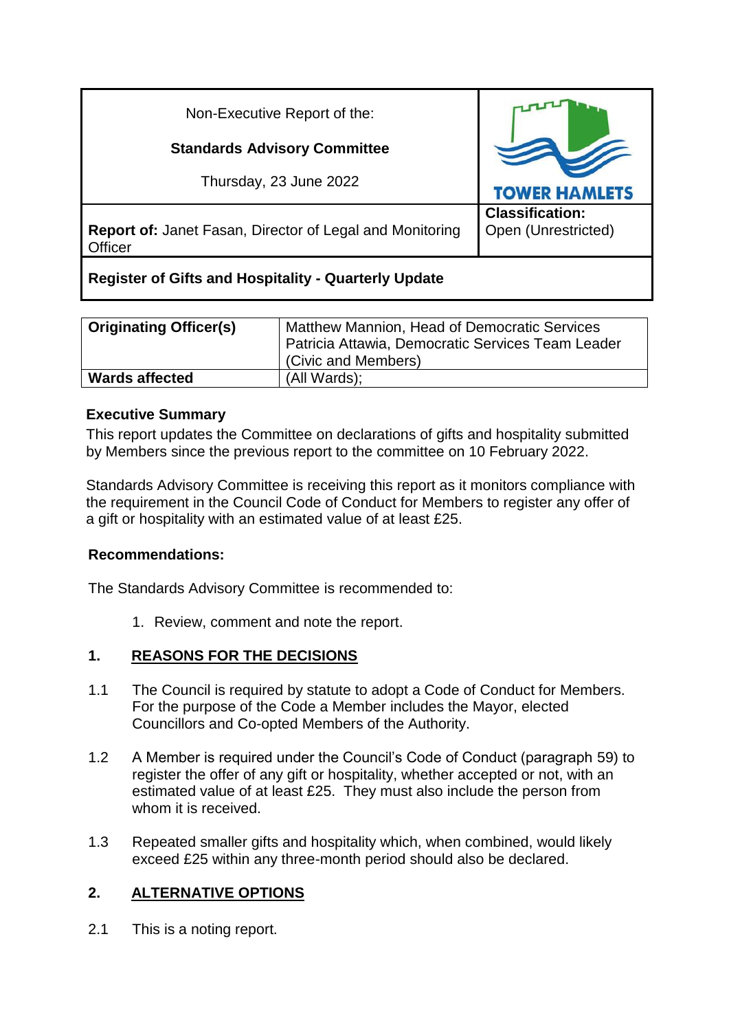| Non-Executive Report of the:<br><br>**Standards Advisory Committee**<br><br>Thursday, 23 June 2022 | TOWER HAMLETS |
|---|---|
| **Report of:** Janet Fasan, Director of Legal and Monitoring Officer | **Classification:**<br>Open (Unrestricted) |
| **Register of Gifts and Hospitality - Quarterly Update** | |

| **Originating Officer(s)** | Matthew Mannion, Head of Democratic Services<br>Patricia Attawia, Democratic Services Team Leader (Civic and Members) |
|---|---|
| **Wards affected** | (All Wards); |

**Executive Summary**

This report updates the Committee on declarations of gifts and hospitality submitted by Members since the previous report to the committee on 10 February 2022.

Standards Advisory Committee is receiving this report as it monitors compliance with the requirement in the Council Code of Conduct for Members to register any offer of a gift or hospitality with an estimated value of at least £25.

**Recommendations:**

The Standards Advisory Committee is recommended to:

1. Review, comment and note the report.

## 1. REASONS FOR THE DECISIONS

1.1 The Council is required by statute to adopt a Code of Conduct for Members. For the purpose of the Code a Member includes the Mayor, elected Councillors and Co-opted Members of the Authority.

1.2 A Member is required under the Council's Code of Conduct (paragraph 59) to register the offer of any gift or hospitality, whether accepted or not, with an estimated value of at least £25. They must also include the person from whom it is received.

1.3 Repeated smaller gifts and hospitality which, when combined, would likely exceed £25 within any three-month period should also be declared.

## 2. ALTERNATIVE OPTIONS

2.1 This is a noting report.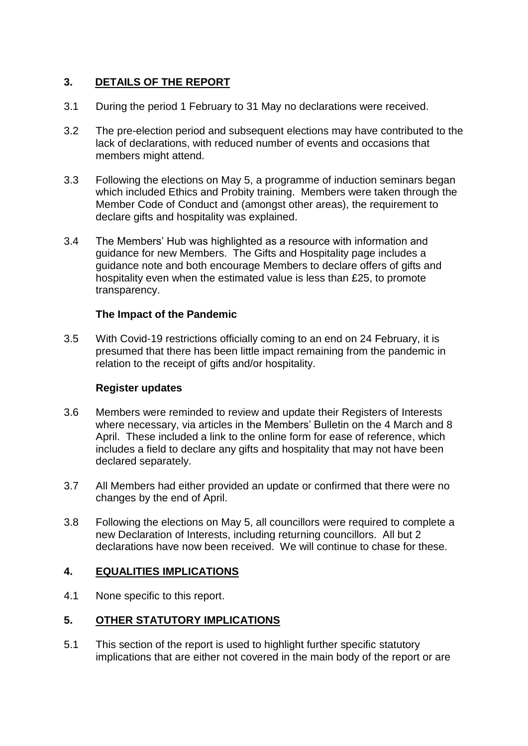## 3. DETAILS OF THE REPORT

3.1 During the period 1 February to 31 May no declarations were received.

3.2 The pre-election period and subsequent elections may have contributed to the lack of declarations, with reduced number of events and occasions that members might attend.

3.3 Following the elections on May 5, a programme of induction seminars began which included Ethics and Probity training. Members were taken through the Member Code of Conduct and (amongst other areas), the requirement to declare gifts and hospitality was explained.

3.4 The Members' Hub was highlighted as a resource with information and guidance for new Members. The Gifts and Hospitality page includes a guidance note and both encourage Members to declare offers of gifts and hospitality even when the estimated value is less than £25, to promote transparency.

### The Impact of the Pandemic

3.5 With Covid-19 restrictions officially coming to an end on 24 February, it is presumed that there has been little impact remaining from the pandemic in relation to the receipt of gifts and/or hospitality.

### Register updates

3.6 Members were reminded to review and update their Registers of Interests where necessary, via articles in the Members' Bulletin on the 4 March and 8 April. These included a link to the online form for ease of reference, which includes a field to declare any gifts and hospitality that may not have been declared separately.

3.7 All Members had either provided an update or confirmed that there were no changes by the end of April.

3.8 Following the elections on May 5, all councillors were required to complete a new Declaration of Interests, including returning councillors. All but 2 declarations have now been received. We will continue to chase for these.

## 4. EQUALITIES IMPLICATIONS

4.1 None specific to this report.

## 5. OTHER STATUTORY IMPLICATIONS

5.1 This section of the report is used to highlight further specific statutory implications that are either not covered in the main body of the report or are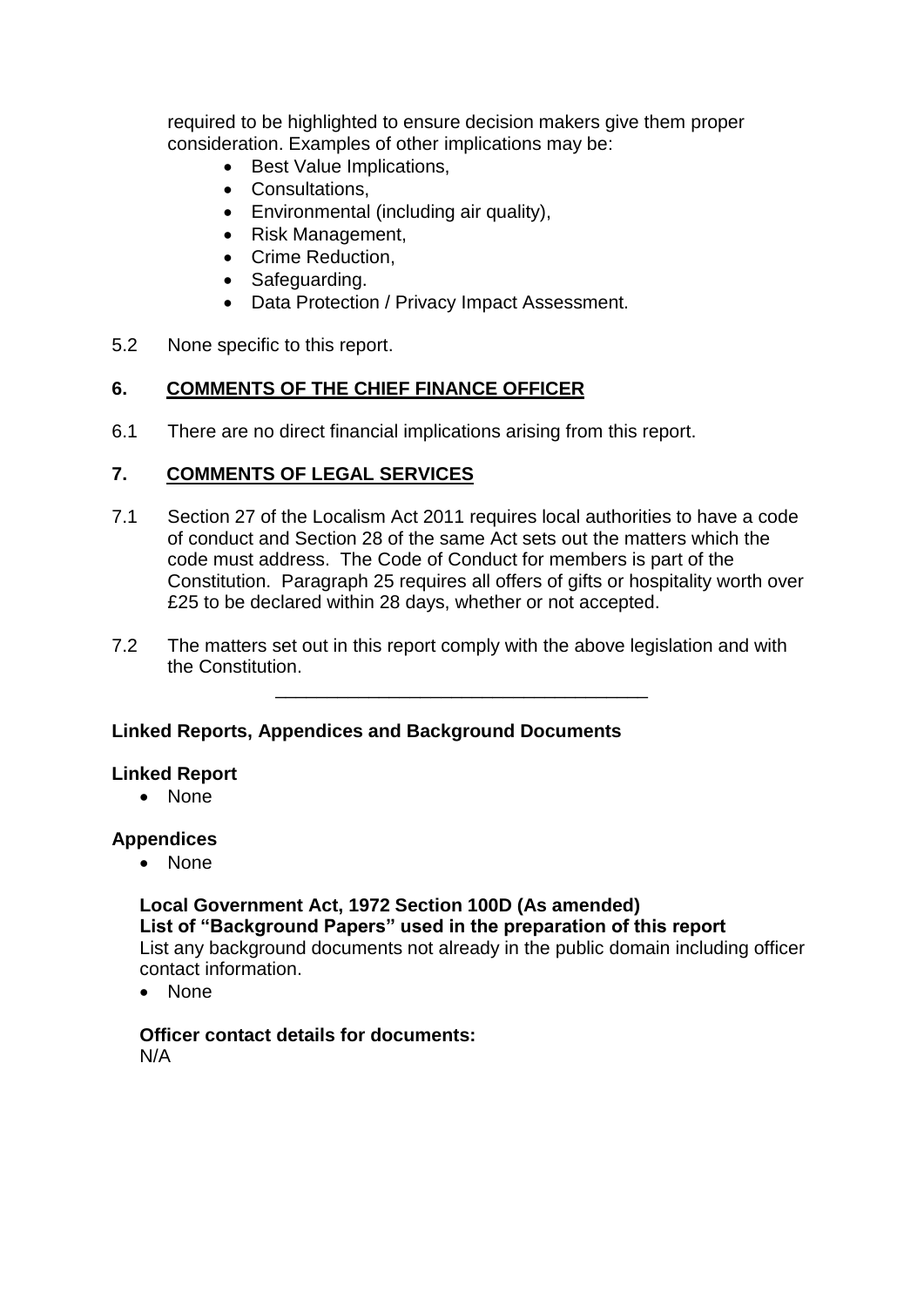required to be highlighted to ensure decision makers give them proper consideration. Examples of other implications may be:

- Best Value Implications,
- Consultations,
- Environmental (including air quality),
- Risk Management,
- Crime Reduction,
- Safeguarding.
- Data Protection / Privacy Impact Assessment.

5.2 None specific to this report.

## 6. COMMENTS OF THE CHIEF FINANCE OFFICER

6.1 There are no direct financial implications arising from this report.

## 7. COMMENTS OF LEGAL SERVICES

7.1 Section 27 of the Localism Act 2011 requires local authorities to have a code of conduct and Section 28 of the same Act sets out the matters which the code must address. The Code of Conduct for members is part of the Constitution. Paragraph 25 requires all offers of gifts or hospitality worth over £25 to be declared within 28 days, whether or not accepted.

7.2 The matters set out in this report comply with the above legislation and with the Constitution.

---

**Linked Reports, Appendices and Background Documents**

**Linked Report**

- None

**Appendices**

- None

**Local Government Act, 1972 Section 100D (As amended)**
**List of "Background Papers" used in the preparation of this report**
List any background documents not already in the public domain including officer contact information.

- None

**Officer contact details for documents:**
N/A